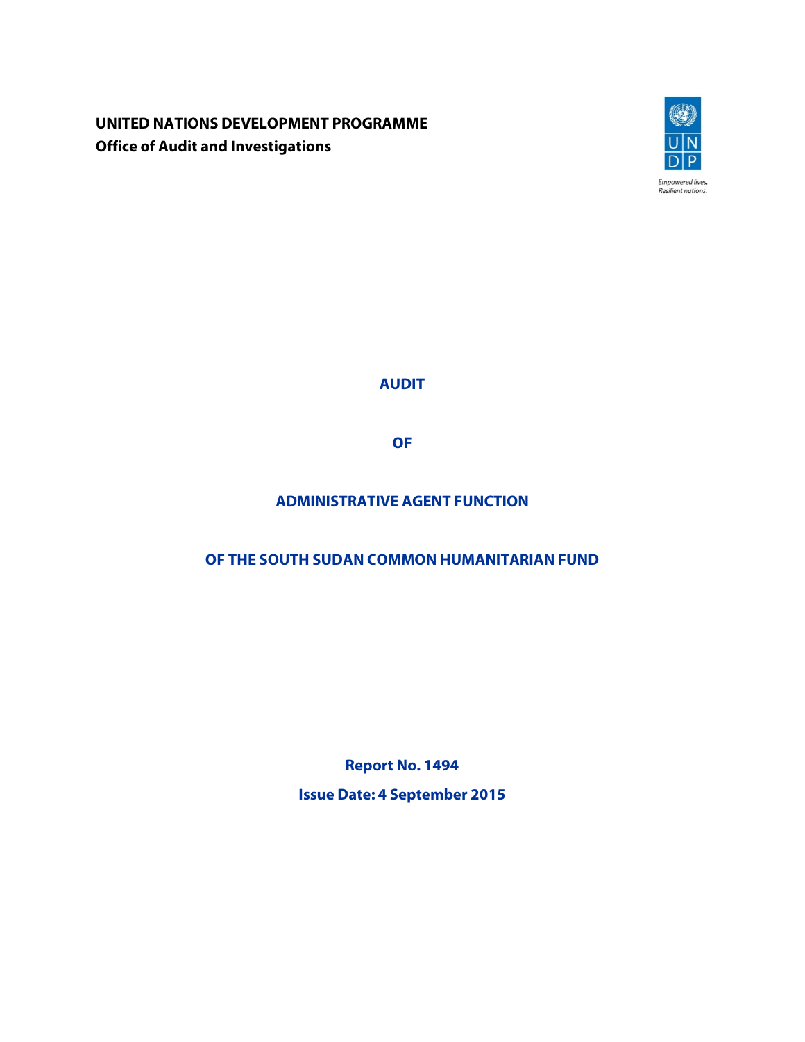**UNITED NATIONS DEVELOPMENT PROGRAMME**
**Office of Audit and Investigations**

*Empowered lives.*
*Resilient nations.*

# AUDIT

# OF

# ADMINISTRATIVE AGENT FUNCTION

# OF THE SOUTH SUDAN COMMON HUMANITARIAN FUND

**Report No. 1494**

**Issue Date: 4 September 2015**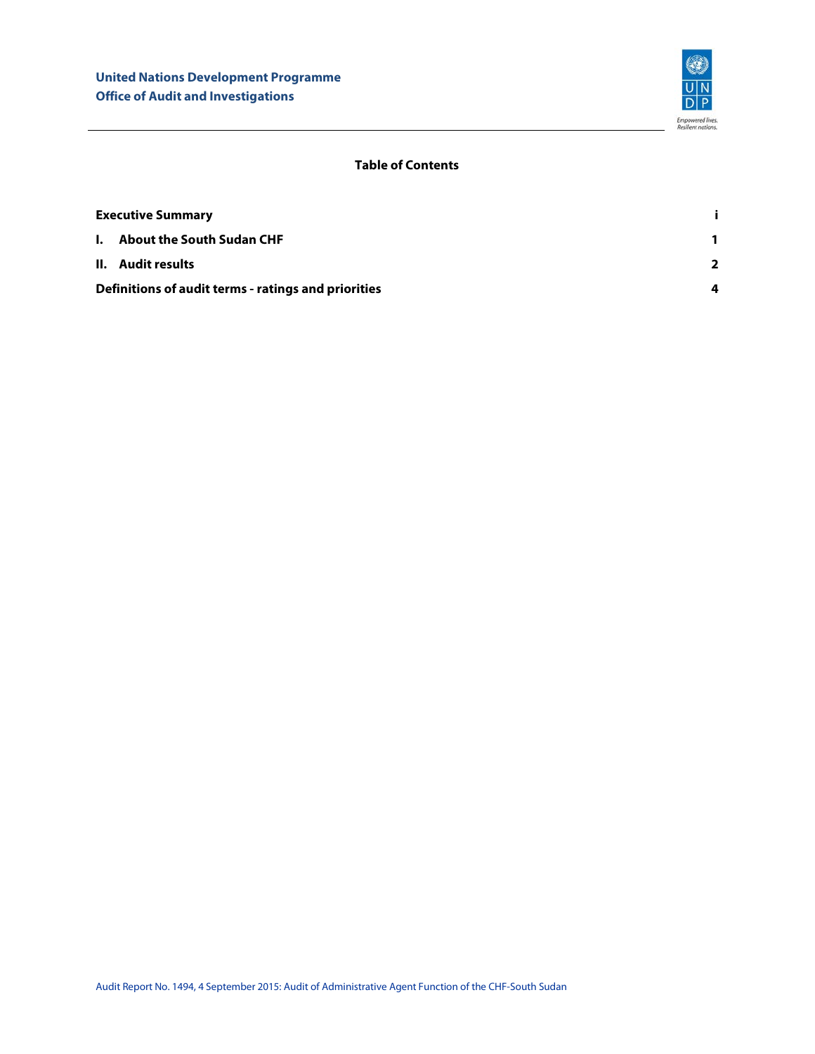United Nations Development Programme
Office of Audit and Investigations

## Table of Contents

| | |
|---|---|
| **Executive Summary** | **i** |
| **I. About the South Sudan CHF** | **1** |
| **II. Audit results** | **2** |
| **Definitions of audit terms - ratings and priorities** | **4** |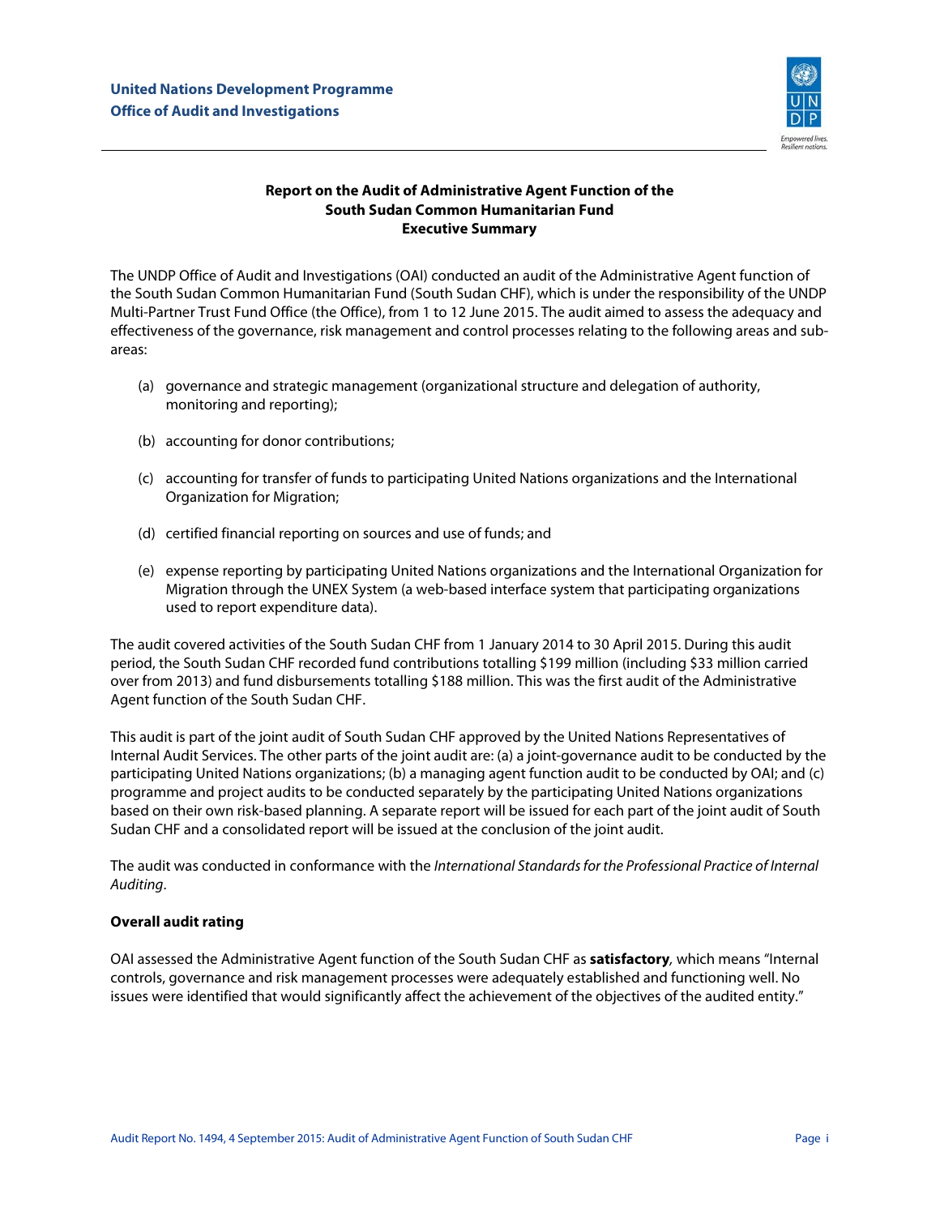**United Nations Development Programme**
**Office of Audit and Investigations**

**Report on the Audit of Administrative Agent Function of the South Sudan Common Humanitarian Fund**
**Executive Summary**

The UNDP Office of Audit and Investigations (OAI) conducted an audit of the Administrative Agent function of the South Sudan Common Humanitarian Fund (South Sudan CHF), which is under the responsibility of the UNDP Multi-Partner Trust Fund Office (the Office), from 1 to 12 June 2015. The audit aimed to assess the adequacy and effectiveness of the governance, risk management and control processes relating to the following areas and sub-areas:

(a) governance and strategic management (organizational structure and delegation of authority, monitoring and reporting);

(b) accounting for donor contributions;

(c) accounting for transfer of funds to participating United Nations organizations and the International Organization for Migration;

(d) certified financial reporting on sources and use of funds; and

(e) expense reporting by participating United Nations organizations and the International Organization for Migration through the UNEX System (a web-based interface system that participating organizations used to report expenditure data).

The audit covered activities of the South Sudan CHF from 1 January 2014 to 30 April 2015. During this audit period, the South Sudan CHF recorded fund contributions totalling $199 million (including $33 million carried over from 2013) and fund disbursements totalling $188 million. This was the first audit of the Administrative Agent function of the South Sudan CHF.

This audit is part of the joint audit of South Sudan CHF approved by the United Nations Representatives of Internal Audit Services. The other parts of the joint audit are: (a) a joint-governance audit to be conducted by the participating United Nations organizations; (b) a managing agent function audit to be conducted by OAI; and (c) programme and project audits to be conducted separately by the participating United Nations organizations based on their own risk-based planning. A separate report will be issued for each part of the joint audit of South Sudan CHF and a consolidated report will be issued at the conclusion of the joint audit.

The audit was conducted in conformance with the *International Standards for the Professional Practice of Internal Auditing*.

**Overall audit rating**

OAI assessed the Administrative Agent function of the South Sudan CHF as **satisfactory**, which means "Internal controls, governance and risk management processes were adequately established and functioning well. No issues were identified that would significantly affect the achievement of the objectives of the audited entity."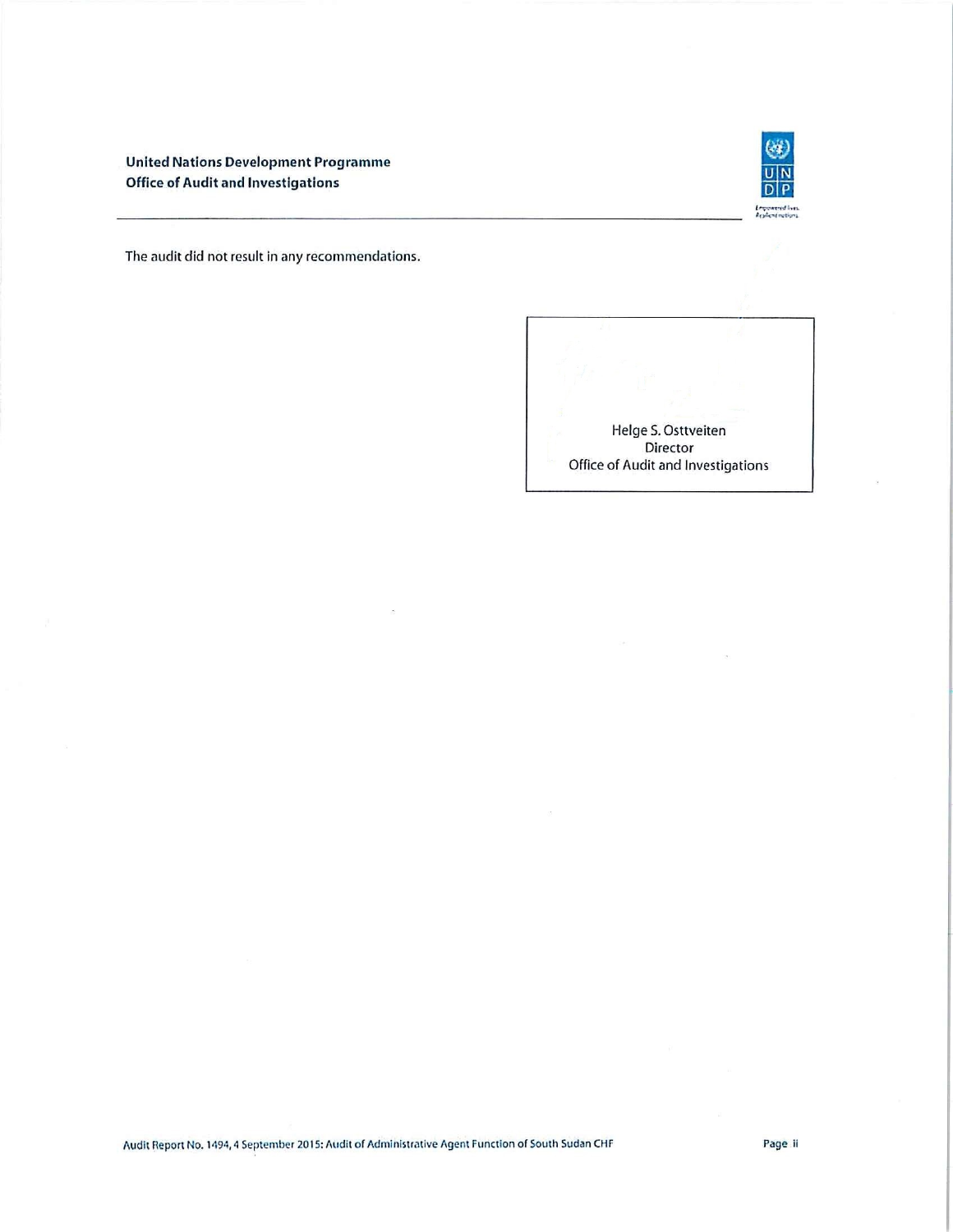The audit did not result in any recommendations.

Helge S. Osttveiten  
Director  
Office of Audit and Investigations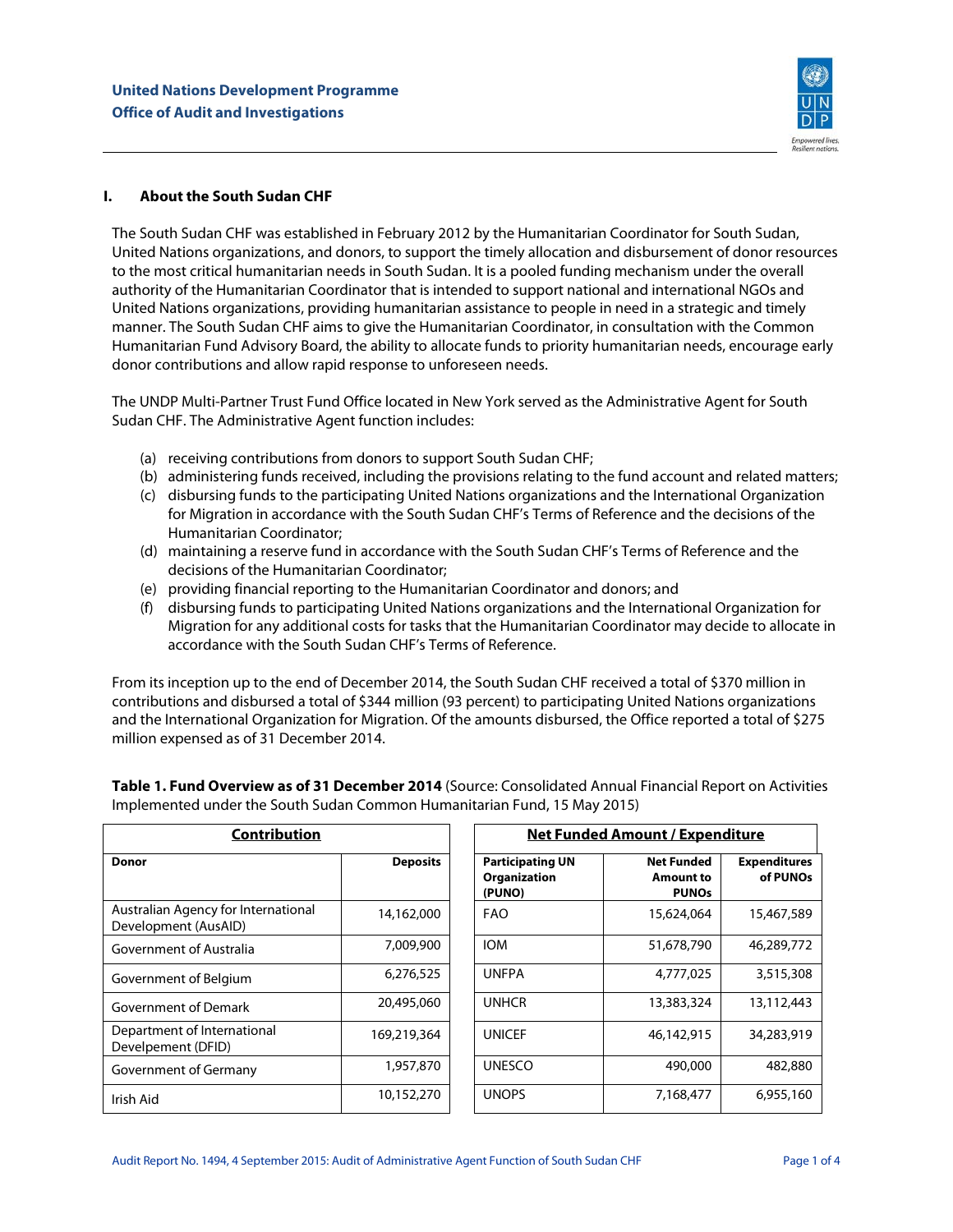## I. About the South Sudan CHF

The South Sudan CHF was established in February 2012 by the Humanitarian Coordinator for South Sudan, United Nations organizations, and donors, to support the timely allocation and disbursement of donor resources to the most critical humanitarian needs in South Sudan. It is a pooled funding mechanism under the overall authority of the Humanitarian Coordinator that is intended to support national and international NGOs and United Nations organizations, providing humanitarian assistance to people in need in a strategic and timely manner. The South Sudan CHF aims to give the Humanitarian Coordinator, in consultation with the Common Humanitarian Fund Advisory Board, the ability to allocate funds to priority humanitarian needs, encourage early donor contributions and allow rapid response to unforeseen needs.

The UNDP Multi-Partner Trust Fund Office located in New York served as the Administrative Agent for South Sudan CHF. The Administrative Agent function includes:

(a) receiving contributions from donors to support South Sudan CHF;
(b) administering funds received, including the provisions relating to the fund account and related matters;
(c) disbursing funds to the participating United Nations organizations and the International Organization for Migration in accordance with the South Sudan CHF's Terms of Reference and the decisions of the Humanitarian Coordinator;
(d) maintaining a reserve fund in accordance with the South Sudan CHF's Terms of Reference and the decisions of the Humanitarian Coordinator;
(e) providing financial reporting to the Humanitarian Coordinator and donors; and
(f) disbursing funds to participating United Nations organizations and the International Organization for Migration for any additional costs for tasks that the Humanitarian Coordinator may decide to allocate in accordance with the South Sudan CHF's Terms of Reference.

From its inception up to the end of December 2014, the South Sudan CHF received a total of $370 million in contributions and disbursed a total of $344 million (93 percent) to participating United Nations organizations and the International Organization for Migration. Of the amounts disbursed, the Office reported a total of $275 million expensed as of 31 December 2014.

**Table 1. Fund Overview as of 31 December 2014** (Source: Consolidated Annual Financial Report on Activities Implemented under the South Sudan Common Humanitarian Fund, 15 May 2015)

| **Contribution** | | **Net Funded Amount / Expenditure** | | |
|---|---|---|---|---|
| **Donor** | **Deposits** | **Participating UN Organization (PUNO)** | **Net Funded Amount to PUNOs** | **Expenditures of PUNOs** |
| Australian Agency for International Development (AusAID) | 14,162,000 | FAO | 15,624,064 | 15,467,589 |
| Government of Australia | 7,009,900 | IOM | 51,678,790 | 46,289,772 |
| Government of Belgium | 6,276,525 | UNFPA | 4,777,025 | 3,515,308 |
| Government of Demark | 20,495,060 | UNHCR | 13,383,324 | 13,112,443 |
| Department of International Develepment (DFID) | 169,219,364 | UNICEF | 46,142,915 | 34,283,919 |
| Government of Germany | 1,957,870 | UNESCO | 490,000 | 482,880 |
| Irish Aid | 10,152,270 | UNOPS | 7,168,477 | 6,955,160 |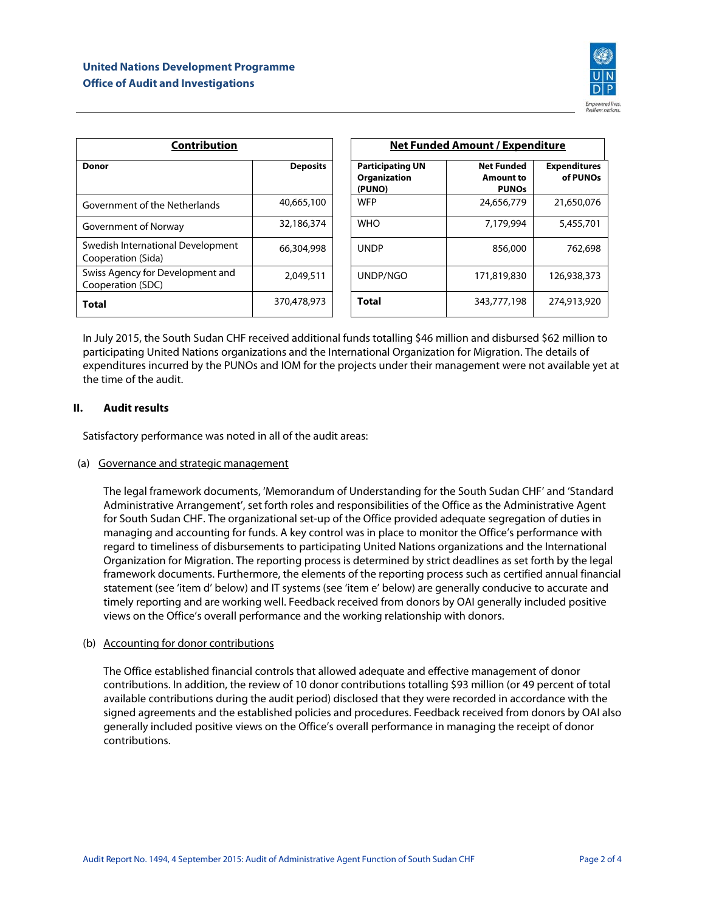| Contribution | |
|---|---|
| **Donor** | **Deposits** |
| Government of the Netherlands | 40,665,100 |
| Government of Norway | 32,186,374 |
| Swedish International Development Cooperation (Sida) | 66,304,998 |
| Swiss Agency for Development and Cooperation (SDC) | 2,049,511 |
| **Total** | 370,478,973 |

| Net Funded Amount / Expenditure | | |
|---|---|---|
| **Participating UN Organization (PUNO)** | **Net Funded Amount to PUNOs** | **Expenditures of PUNOs** |
| WFP | 24,656,779 | 21,650,076 |
| WHO | 7,179,994 | 5,455,701 |
| UNDP | 856,000 | 762,698 |
| UNDP/NGO | 171,819,830 | 126,938,373 |
| **Total** | 343,777,198 | 274,913,920 |

In July 2015, the South Sudan CHF received additional funds totalling $46 million and disbursed $62 million to participating United Nations organizations and the International Organization for Migration. The details of expenditures incurred by the PUNOs and IOM for the projects under their management were not available yet at the time of the audit.

## II. Audit results

Satisfactory performance was noted in all of the audit areas:

(a) Governance and strategic management

The legal framework documents, 'Memorandum of Understanding for the South Sudan CHF' and 'Standard Administrative Arrangement', set forth roles and responsibilities of the Office as the Administrative Agent for South Sudan CHF. The organizational set-up of the Office provided adequate segregation of duties in managing and accounting for funds. A key control was in place to monitor the Office's performance with regard to timeliness of disbursements to participating United Nations organizations and the International Organization for Migration. The reporting process is determined by strict deadlines as set forth by the legal framework documents. Furthermore, the elements of the reporting process such as certified annual financial statement (see 'item d' below) and IT systems (see 'item e' below) are generally conducive to accurate and timely reporting and are working well. Feedback received from donors by OAI generally included positive views on the Office's overall performance and the working relationship with donors.

(b) Accounting for donor contributions

The Office established financial controls that allowed adequate and effective management of donor contributions. In addition, the review of 10 donor contributions totalling $93 million (or 49 percent of total available contributions during the audit period) disclosed that they were recorded in accordance with the signed agreements and the established policies and procedures. Feedback received from donors by OAI also generally included positive views on the Office's overall performance in managing the receipt of donor contributions.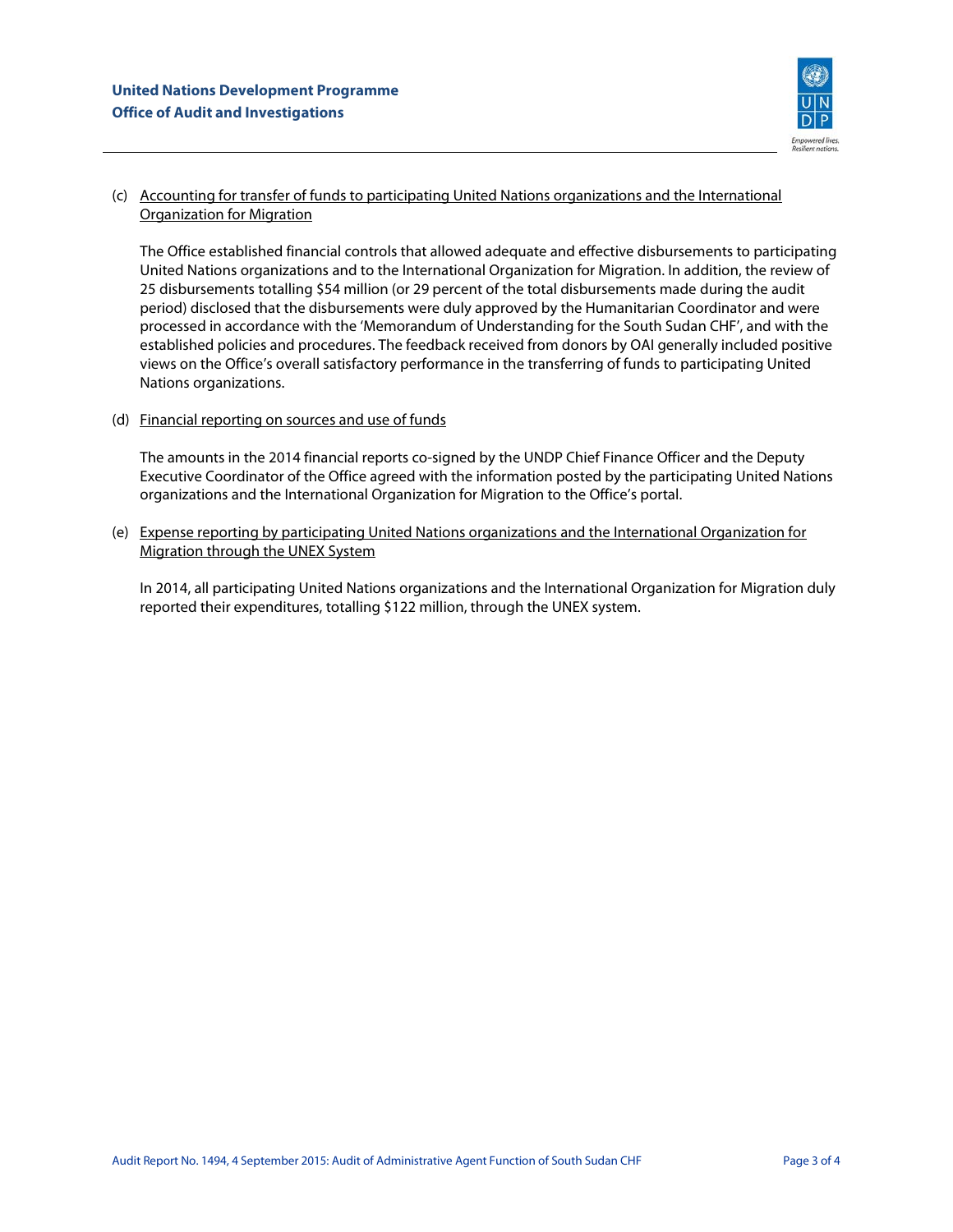(c) <u>Accounting for transfer of funds to participating United Nations organizations and the International Organization for Migration</u>

The Office established financial controls that allowed adequate and effective disbursements to participating United Nations organizations and to the International Organization for Migration. In addition, the review of 25 disbursements totalling $54 million (or 29 percent of the total disbursements made during the audit period) disclosed that the disbursements were duly approved by the Humanitarian Coordinator and were processed in accordance with the 'Memorandum of Understanding for the South Sudan CHF', and with the established policies and procedures. The feedback received from donors by OAI generally included positive views on the Office's overall satisfactory performance in the transferring of funds to participating United Nations organizations.

(d) <u>Financial reporting on sources and use of funds</u>

The amounts in the 2014 financial reports co-signed by the UNDP Chief Finance Officer and the Deputy Executive Coordinator of the Office agreed with the information posted by the participating United Nations organizations and the International Organization for Migration to the Office's portal.

(e) <u>Expense reporting by participating United Nations organizations and the International Organization for Migration through the UNEX System</u>

In 2014, all participating United Nations organizations and the International Organization for Migration duly reported their expenditures, totalling $122 million, through the UNEX system.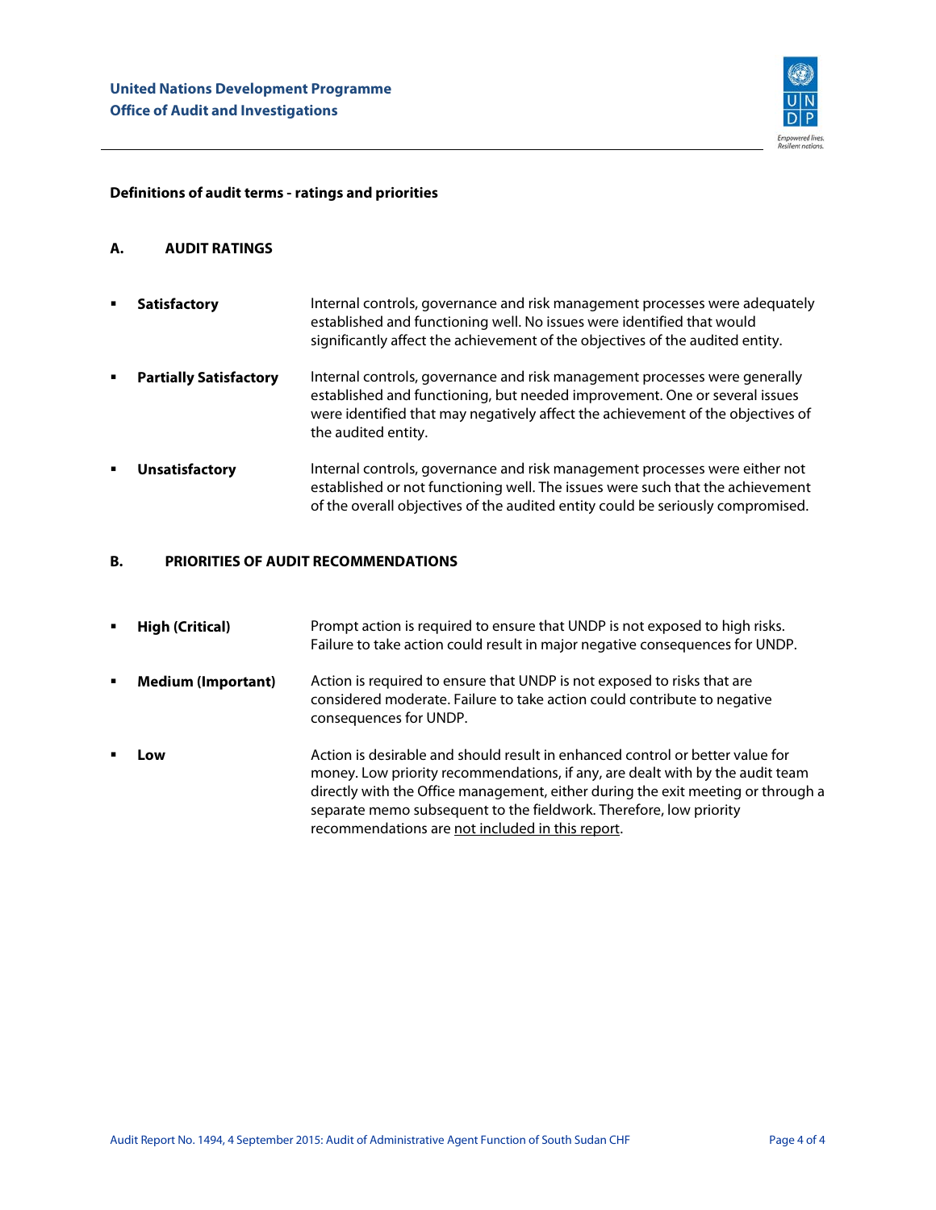**Definitions of audit terms - ratings and priorities**

## A. AUDIT RATINGS

- **Satisfactory** — Internal controls, governance and risk management processes were adequately established and functioning well. No issues were identified that would significantly affect the achievement of the objectives of the audited entity.

- **Partially Satisfactory** — Internal controls, governance and risk management processes were generally established and functioning, but needed improvement. One or several issues were identified that may negatively affect the achievement of the objectives of the audited entity.

- **Unsatisfactory** — Internal controls, governance and risk management processes were either not established or not functioning well. The issues were such that the achievement of the overall objectives of the audited entity could be seriously compromised.

## B. PRIORITIES OF AUDIT RECOMMENDATIONS

- **High (Critical)** — Prompt action is required to ensure that UNDP is not exposed to high risks. Failure to take action could result in major negative consequences for UNDP.

- **Medium (Important)** — Action is required to ensure that UNDP is not exposed to risks that are considered moderate. Failure to take action could contribute to negative consequences for UNDP.

- **Low** — Action is desirable and should result in enhanced control or better value for money. Low priority recommendations, if any, are dealt with by the audit team directly with the Office management, either during the exit meeting or through a separate memo subsequent to the fieldwork. Therefore, low priority recommendations are <u>not included in this report</u>.